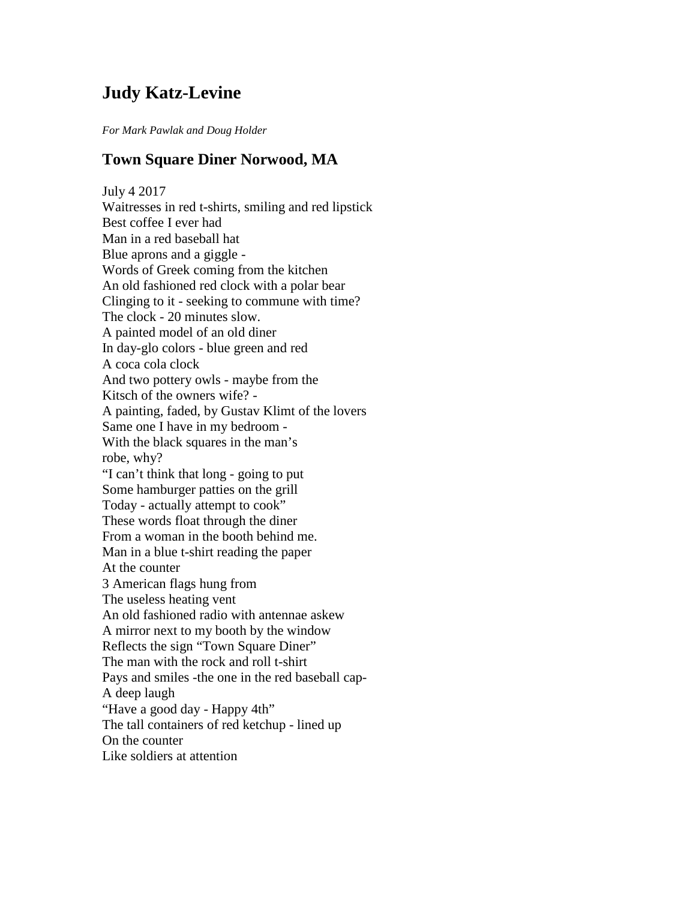# Judy Katz-Levine

*For Mark Pawlak and Doug Holder*

## Town Square Diner Norwood, MA

July 4 2017
Waitresses in red t-shirts, smiling and red lipstick
Best coffee I ever had
Man in a red baseball hat
Blue aprons and a giggle -
Words of Greek coming from the kitchen
An old fashioned red clock with a polar bear
Clinging to it - seeking to commune with time?
The clock - 20 minutes slow.
A painted model of an old diner
In day-glo colors - blue green and red
A coca cola clock
And two pottery owls - maybe from the
Kitsch of the owners wife? -
A painting, faded, by Gustav Klimt of the lovers
Same one I have in my bedroom -
With the black squares in the man's
robe, why?
"I can't think that long - going to put
Some hamburger patties on the grill
Today - actually attempt to cook"
These words float through the diner
From a woman in the booth behind me.
Man in a blue t-shirt reading the paper
At the counter
3 American flags hung from
The useless heating vent
An old fashioned radio with antennae askew
A mirror next to my booth by the window
Reflects the sign "Town Square Diner"
The man with the rock and roll t-shirt
Pays and smiles -the one in the red baseball cap-
A deep laugh
"Have a good day - Happy 4th"
The tall containers of red ketchup - lined up
On the counter
Like soldiers at attention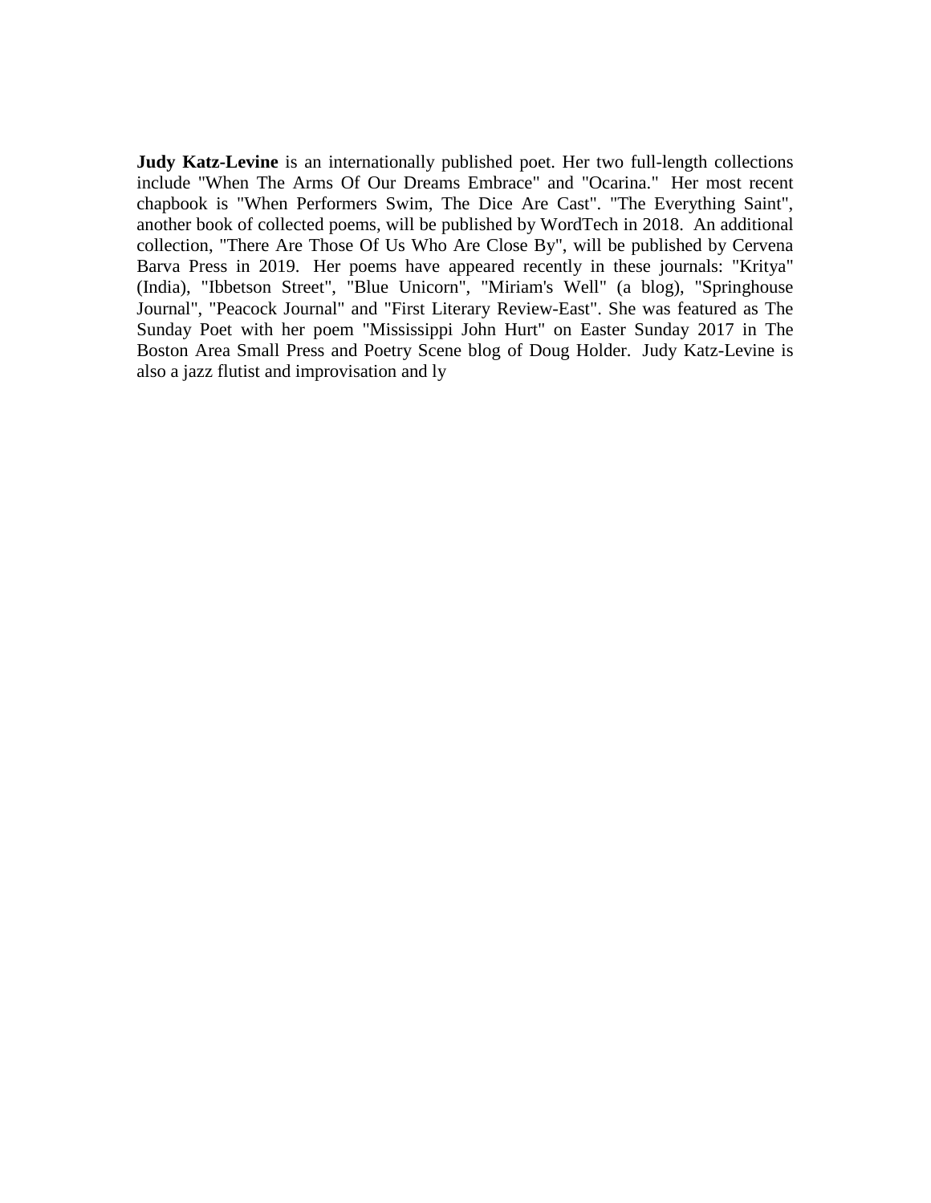**Judy Katz-Levine** is an internationally published poet. Her two full-length collections include "When The Arms Of Our Dreams Embrace" and "Ocarina." Her most recent chapbook is "When Performers Swim, The Dice Are Cast". "The Everything Saint", another book of collected poems, will be published by WordTech in 2018. An additional collection, "There Are Those Of Us Who Are Close By", will be published by Cervena Barva Press in 2019. Her poems have appeared recently in these journals: "Kritya" (India), "Ibbetson Street", "Blue Unicorn", "Miriam's Well" (a blog), "Springhouse Journal", "Peacock Journal" and "First Literary Review-East". She was featured as The Sunday Poet with her poem "Mississippi John Hurt" on Easter Sunday 2017 in The Boston Area Small Press and Poetry Scene blog of Doug Holder. Judy Katz-Levine is also a jazz flutist and improvisation and ly